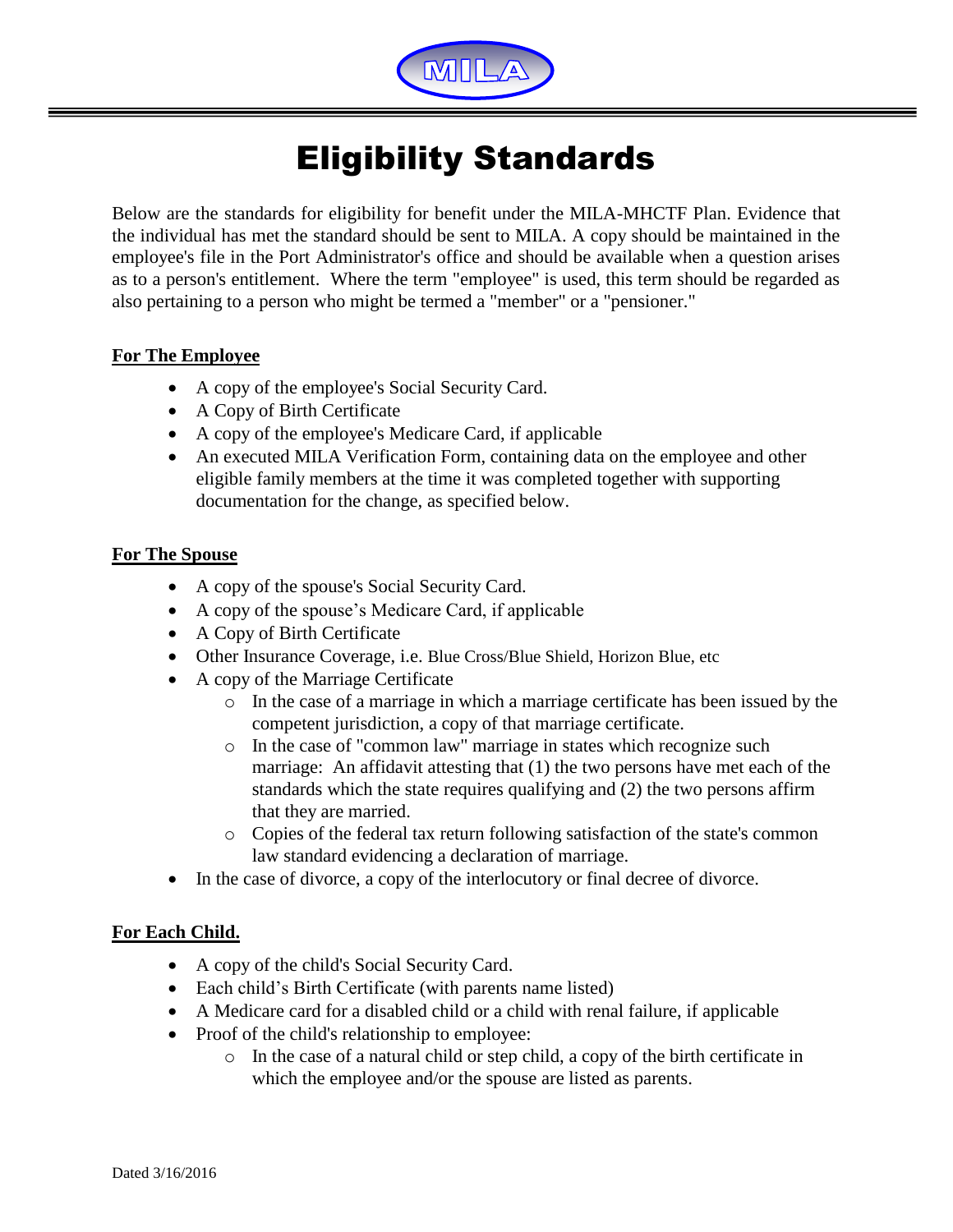MILA

# Eligibility Standards

Below are the standards for eligibility for benefit under the MILA-MHCTF Plan. Evidence that the individual has met the standard should be sent to MILA. A copy should be maintained in the employee's file in the Port Administrator's office and should be available when a question arises as to a person's entitlement. Where the term "employee" is used, this term should be regarded as also pertaining to a person who might be termed a "member" or a "pensioner."

**For The Employee**

- A copy of the employee's Social Security Card.
- A Copy of Birth Certificate
- A copy of the employee's Medicare Card, if applicable
- An executed MILA Verification Form, containing data on the employee and other eligible family members at the time it was completed together with supporting documentation for the change, as specified below.

**For The Spouse**

- A copy of the spouse's Social Security Card.
- A copy of the spouse's Medicare Card, if applicable
- A Copy of Birth Certificate
- Other Insurance Coverage, i.e. Blue Cross/Blue Shield, Horizon Blue, etc
- A copy of the Marriage Certificate
  - In the case of a marriage in which a marriage certificate has been issued by the competent jurisdiction, a copy of that marriage certificate.
  - In the case of "common law" marriage in states which recognize such marriage: An affidavit attesting that (1) the two persons have met each of the standards which the state requires qualifying and (2) the two persons affirm that they are married.
  - Copies of the federal tax return following satisfaction of the state's common law standard evidencing a declaration of marriage.
- In the case of divorce, a copy of the interlocutory or final decree of divorce.

**For Each Child.**

- A copy of the child's Social Security Card.
- Each child's Birth Certificate (with parents name listed)
- A Medicare card for a disabled child or a child with renal failure, if applicable
- Proof of the child's relationship to employee:
  - In the case of a natural child or step child, a copy of the birth certificate in which the employee and/or the spouse are listed as parents.

Dated 3/16/2016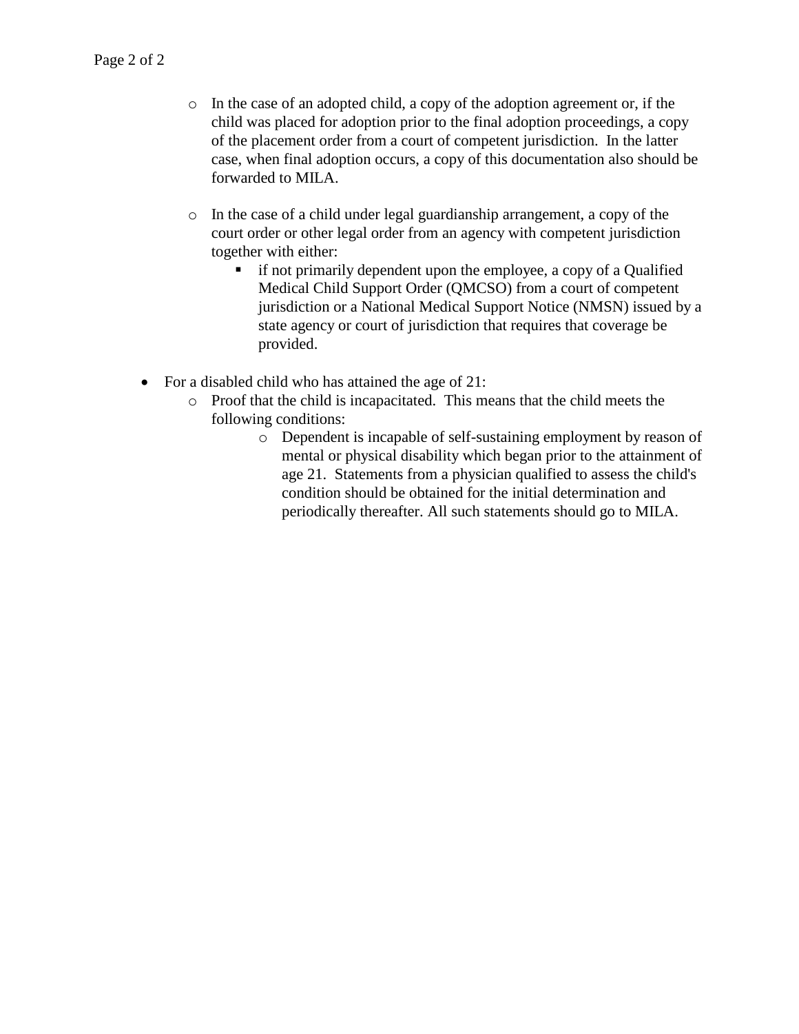- In the case of an adopted child, a copy of the adoption agreement or, if the child was placed for adoption prior to the final adoption proceedings, a copy of the placement order from a court of competent jurisdiction. In the latter case, when final adoption occurs, a copy of this documentation also should be forwarded to MILA.

  - In the case of a child under legal guardianship arrangement, a copy of the court order or other legal order from an agency with competent jurisdiction together with either:
    - if not primarily dependent upon the employee, a copy of a Qualified Medical Child Support Order (QMCSO) from a court of competent jurisdiction or a National Medical Support Notice (NMSN) issued by a state agency or court of jurisdiction that requires that coverage be provided.

- For a disabled child who has attained the age of 21:
  - Proof that the child is incapacitated. This means that the child meets the following conditions:
    - Dependent is incapable of self-sustaining employment by reason of mental or physical disability which began prior to the attainment of age 21. Statements from a physician qualified to assess the child's condition should be obtained for the initial determination and periodically thereafter. All such statements should go to MILA.